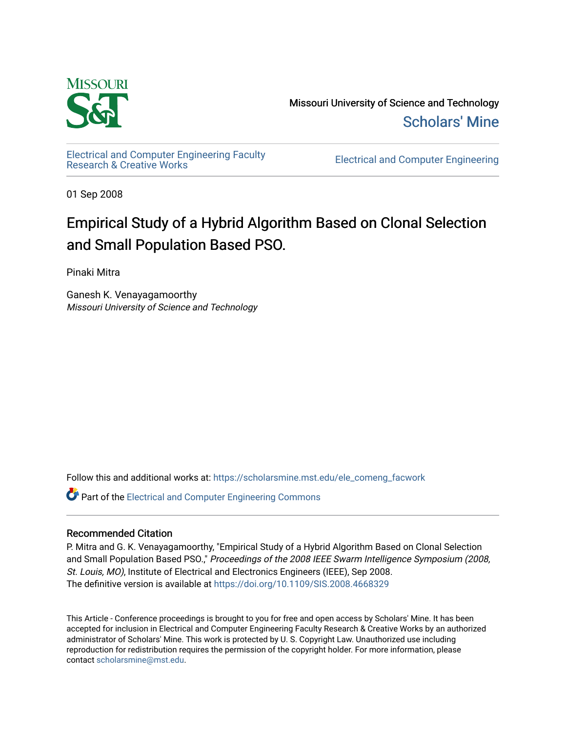Missouri University of Science and Technology

Scholars' Mine

Electrical and Computer Engineering Faculty Research & Creative Works

Electrical and Computer Engineering

01 Sep 2008

# Empirical Study of a Hybrid Algorithm Based on Clonal Selection and Small Population Based PSO.

Pinaki Mitra

Ganesh K. Venayagamoorthy
*Missouri University of Science and Technology*

Follow this and additional works at: https://scholarsmine.mst.edu/ele_comeng_facwork

Part of the Electrical and Computer Engineering Commons

## Recommended Citation

P. Mitra and G. K. Venayagamoorthy, "Empirical Study of a Hybrid Algorithm Based on Clonal Selection and Small Population Based PSO.," *Proceedings of the 2008 IEEE Swarm Intelligence Symposium (2008, St. Louis, MO)*, Institute of Electrical and Electronics Engineers (IEEE), Sep 2008.
The definitive version is available at https://doi.org/10.1109/SIS.2008.4668329

This Article - Conference proceedings is brought to you for free and open access by Scholars' Mine. It has been accepted for inclusion in Electrical and Computer Engineering Faculty Research & Creative Works by an authorized administrator of Scholars' Mine. This work is protected by U. S. Copyright Law. Unauthorized use including reproduction for redistribution requires the permission of the copyright holder. For more information, please contact scholarsmine@mst.edu.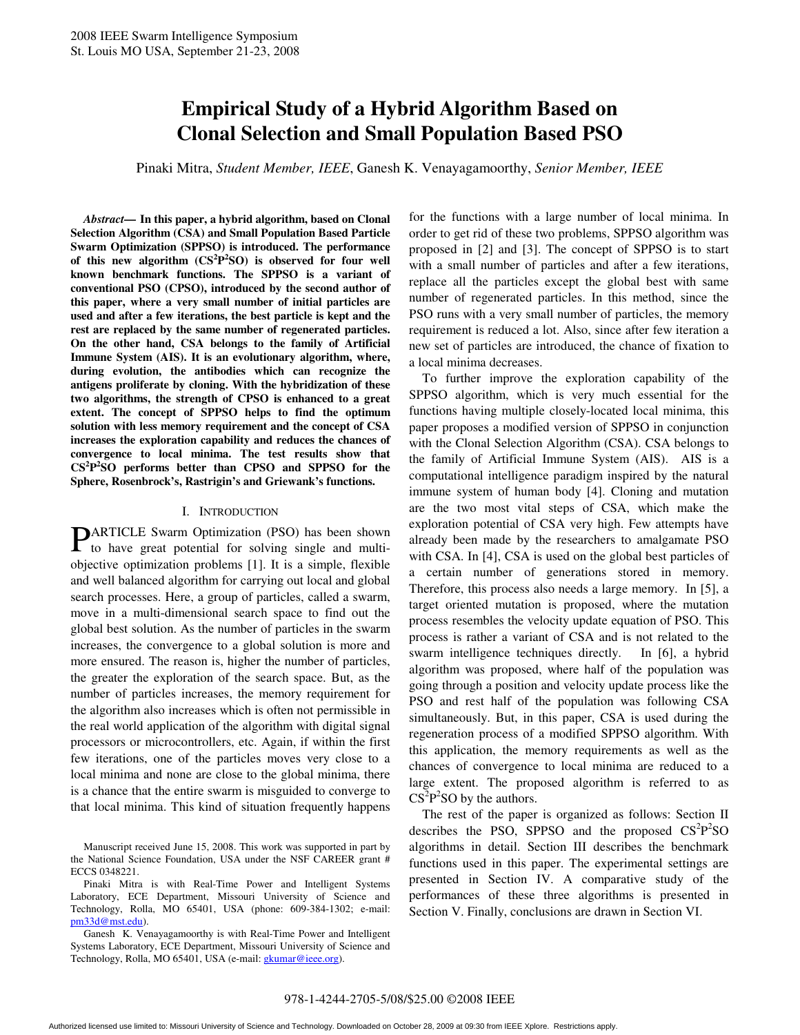# Empirical Study of a Hybrid Algorithm Based on Clonal Selection and Small Population Based PSO

Pinaki Mitra, *Student Member, IEEE*, Ganesh K. Venayagamoorthy, *Senior Member, IEEE*

***Abstract*— In this paper, a hybrid algorithm, based on Clonal Selection Algorithm (CSA) and Small Population Based Particle Swarm Optimization (SPPSO) is introduced. The performance of this new algorithm ($CS^2P^2SO$) is observed for four well known benchmark functions. The SPPSO is a variant of conventional PSO (CPSO), introduced by the second author of this paper, where a very small number of initial particles are used and after a few iterations, the best particle is kept and the rest are replaced by the same number of regenerated particles. On the other hand, CSA belongs to the family of Artificial Immune System (AIS). It is an evolutionary algorithm, where, during evolution, the antibodies which can recognize the antigens proliferate by cloning. With the hybridization of these two algorithms, the strength of CPSO is enhanced to a great extent. The concept of SPPSO helps to find the optimum solution with less memory requirement and the concept of CSA increases the exploration capability and reduces the chances of convergence to local minima. The test results show that $CS^2P^2SO$ performs better than CPSO and SPPSO for the Sphere, Rosenbrock's, Rastrigin's and Griewank's functions.**

## I. Introduction

PARTICLE Swarm Optimization (PSO) has been shown to have great potential for solving single and multi-objective optimization problems [1]. It is a simple, flexible and well balanced algorithm for carrying out local and global search processes. Here, a group of particles, called a swarm, move in a multi-dimensional search space to find out the global best solution. As the number of particles in the swarm increases, the convergence to a global solution is more and more ensured. The reason is, higher the number of particles, the greater the exploration of the search space. But, as the number of particles increases, the memory requirement for the algorithm also increases which is often not permissible in the real world application of the algorithm with digital signal processors or microcontrollers, etc. Again, if within the first few iterations, one of the particles moves very close to a local minima and none are close to the global minima, there is a chance that the entire swarm is misguided to converge to that local minima. This kind of situation frequently happens for the functions with a large number of local minima. In order to get rid of these two problems, SPPSO algorithm was proposed in [2] and [3]. The concept of SPPSO is to start with a small number of particles and after a few iterations, replace all the particles except the global best with same number of regenerated particles. In this method, since the PSO runs with a very small number of particles, the memory requirement is reduced a lot. Also, since after few iteration a new set of particles are introduced, the chance of fixation to a local minima decreases.

To further improve the exploration capability of the SPPSO algorithm, which is very much essential for the functions having multiple closely-located local minima, this paper proposes a modified version of SPPSO in conjunction with the Clonal Selection Algorithm (CSA). CSA belongs to the family of Artificial Immune System (AIS). AIS is a computational intelligence paradigm inspired by the natural immune system of human body [4]. Cloning and mutation are the two most vital steps of CSA, which make the exploration potential of CSA very high. Few attempts have already been made by the researchers to amalgamate PSO with CSA. In [4], CSA is used on the global best particles of a certain number of generations stored in memory. Therefore, this process also needs a large memory. In [5], a target oriented mutation is proposed, where the mutation process resembles the velocity update equation of PSO. This process is rather a variant of CSA and is not related to the swarm intelligence techniques directly. In [6], a hybrid algorithm was proposed, where half of the population was going through a position and velocity update process like the PSO and rest half of the population was following CSA simultaneously. But, in this paper, CSA is used during the regeneration process of a modified SPPSO algorithm. With this application, the memory requirements as well as the chances of convergence to local minima are reduced to a large extent. The proposed algorithm is referred to as $CS^2P^2SO$ by the authors.

The rest of the paper is organized as follows: Section II describes the PSO, SPPSO and the proposed $CS^2P^2SO$ algorithms in detail. Section III describes the benchmark functions used in this paper. The experimental settings are presented in Section IV. A comparative study of the performances of these three algorithms is presented in Section V. Finally, conclusions are drawn in Section VI.

Manuscript received June 15, 2008. This work was supported in part by the National Science Foundation, USA under the NSF CAREER grant # ECCS 0348221.

Pinaki Mitra is with Real-Time Power and Intelligent Systems Laboratory, ECE Department, Missouri University of Science and Technology, Rolla, MO 65401, USA (phone: 609-384-1302; e-mail: pm33d@mst.edu).

Ganesh K. Venayagamoorthy is with Real-Time Power and Intelligent Systems Laboratory, ECE Department, Missouri University of Science and Technology, Rolla, MO 65401, USA (e-mail: gkumar@ieee.org).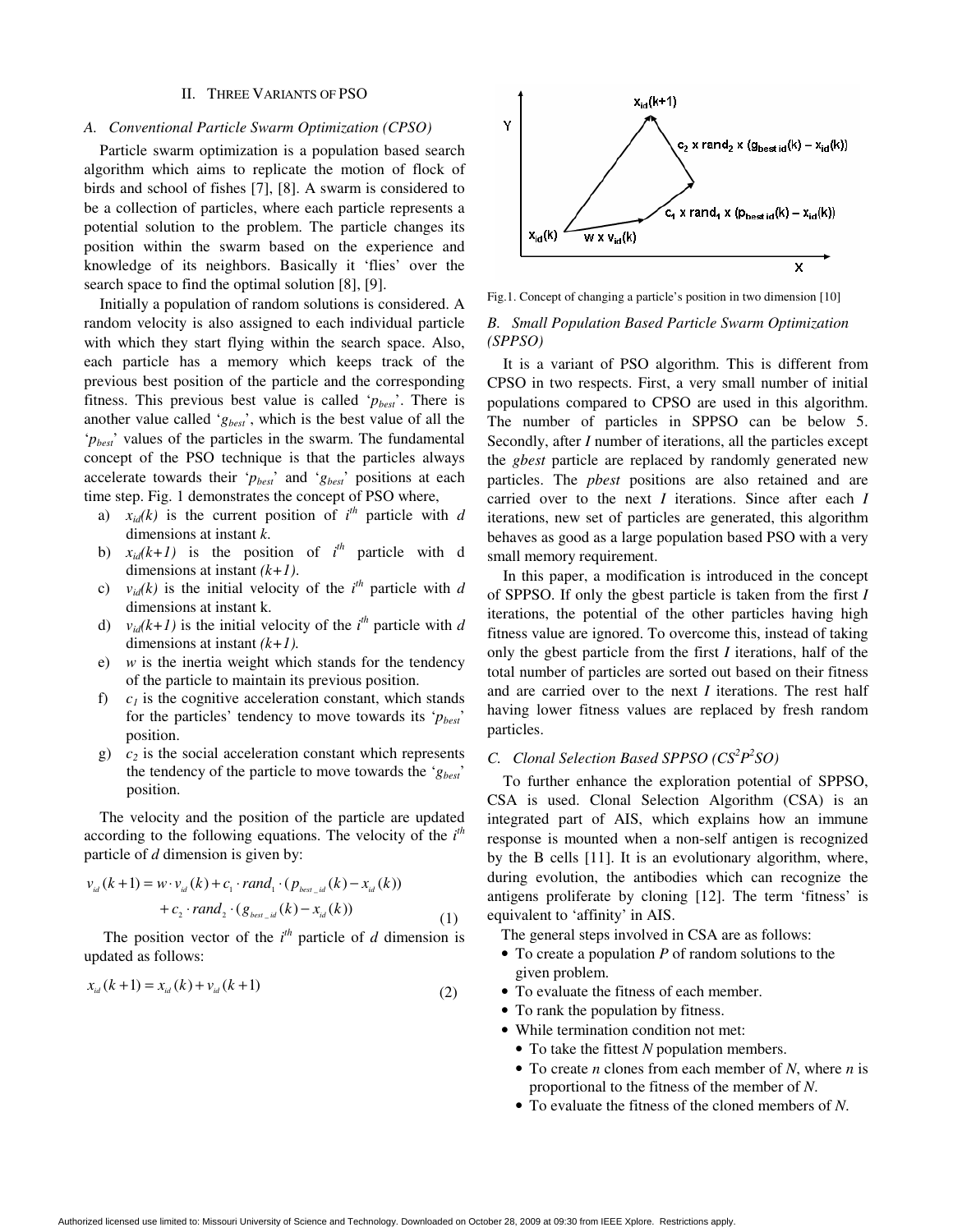## II. Three Variants of PSO

### A. Conventional Particle Swarm Optimization (CPSO)

Particle swarm optimization is a population based search algorithm which aims to replicate the motion of flock of birds and school of fishes [7], [8]. A swarm is considered to be a collection of particles, where each particle represents a potential solution to the problem. The particle changes its position within the swarm based on the experience and knowledge of its neighbors. Basically it 'flies' over the search space to find the optimal solution [8], [9].

Initially a population of random solutions is considered. A random velocity is also assigned to each individual particle with which they start flying within the search space. Also, each particle has a memory which keeps track of the previous best position of the particle and the corresponding fitness. This previous best value is called '$p_{best}$'. There is another value called '$g_{best}$', which is the best value of all the '$p_{best}$' values of the particles in the swarm. The fundamental concept of the PSO technique is that the particles always accelerate towards their '$p_{best}$' and '$g_{best}$' positions at each time step. Fig. 1 demonstrates the concept of PSO where,

a) $x_{id}(k)$ is the current position of $i^{th}$ particle with $d$ dimensions at instant $k$.
b) $x_{id}(k+1)$ is the position of $i^{th}$ particle with d dimensions at instant $(k+1)$.
c) $v_{id}(k)$ is the initial velocity of the $i^{th}$ particle with $d$ dimensions at instant k.
d) $v_{id}(k+1)$ is the initial velocity of the $i^{th}$ particle with $d$ dimensions at instant $(k+1)$.
e) $w$ is the inertia weight which stands for the tendency of the particle to maintain its previous position.
f) $c_1$ is the cognitive acceleration constant, which stands for the particles' tendency to move towards its '$p_{best}$' position.
g) $c_2$ is the social acceleration constant which represents the tendency of the particle to move towards the '$g_{best}$' position.

The velocity and the position of the particle are updated according to the following equations. The velocity of the $i^{th}$ particle of $d$ dimension is given by:

$$v_{id}(k+1) = w \cdot v_{id}(k) + c_1 \cdot rand_1 \cdot (p_{best\_id}(k) - x_{id}(k)) + c_2 \cdot rand_2 \cdot (g_{best\_id}(k) - x_{id}(k)) \quad (1)$$

The position vector of the $i^{th}$ particle of $d$ dimension is updated as follows:

$$x_{id}(k+1) = x_{id}(k) + v_{id}(k+1) \quad (2)$$

Y

$x_{id}(k+1)$

$c_2 \times rand_2 \times (g_{best\,id}(k) - x_{id}(k))$

$c_1 \times rand_1 \times (p_{best\,id}(k) - x_{id}(k))$

$x_{id}(k)$

$w \times v_{id}(k)$

X

Fig.1. Concept of changing a particle's position in two dimension [10]

### B. Small Population Based Particle Swarm Optimization (SPPSO)

It is a variant of PSO algorithm. This is different from CPSO in two respects. First, a very small number of initial populations compared to CPSO are used in this algorithm. The number of particles in SPPSO can be below 5. Secondly, after $I$ number of iterations, all the particles except the *gbest* particle are replaced by randomly generated new particles. The *pbest* positions are also retained and are carried over to the next $I$ iterations. Since after each $I$ iterations, new set of particles are generated, this algorithm behaves as good as a large population based PSO with a very small memory requirement.

In this paper, a modification is introduced in the concept of SPPSO. If only the gbest particle is taken from the first $I$ iterations, the potential of the other particles having high fitness value are ignored. To overcome this, instead of taking only the gbest particle from the first $I$ iterations, half of the total number of particles are sorted out based on their fitness and are carried over to the next $I$ iterations. The rest half having lower fitness values are replaced by fresh random particles.

### C. Clonal Selection Based SPPSO ($CS^2P^2SO$)

To further enhance the exploration potential of SPPSO, CSA is used. Clonal Selection Algorithm (CSA) is an integrated part of AIS, which explains how an immune response is mounted when a non-self antigen is recognized by the B cells [11]. It is an evolutionary algorithm, where, during evolution, the antibodies which can recognize the antigens proliferate by cloning [12]. The term 'fitness' is equivalent to 'affinity' in AIS.

The general steps involved in CSA are as follows:

- To create a population $P$ of random solutions to the given problem.
- To evaluate the fitness of each member.
- To rank the population by fitness.
- While termination condition not met:
  - To take the fittest $N$ population members.
  - To create $n$ clones from each member of $N$, where $n$ is proportional to the fitness of the member of $N$.
  - To evaluate the fitness of the cloned members of $N$.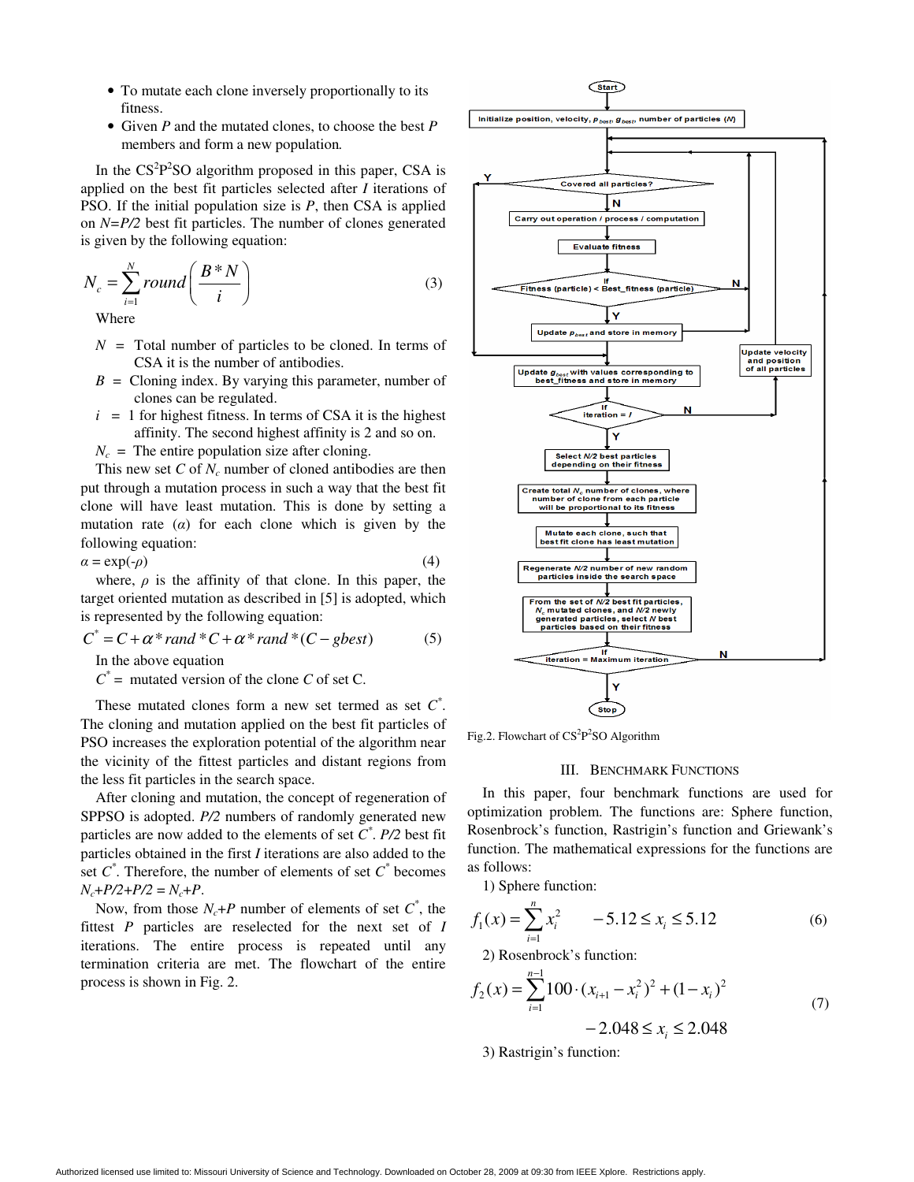- To mutate each clone inversely proportionally to its fitness.
- Given *P* and the mutated clones, to choose the best *P* members and form a new population.

In the $CS^2P^2SO$ algorithm proposed in this paper, CSA is applied on the best fit particles selected after *I* iterations of PSO. If the initial population size is *P*, then CSA is applied on *N=P/2* best fit particles. The number of clones generated is given by the following equation:

$$N_c = \sum_{i=1}^{N} round\left(\frac{B*N}{i}\right) \tag{3}$$

Where

$N$ = Total number of particles to be cloned. In terms of CSA it is the number of antibodies.

$B$ = Cloning index. By varying this parameter, number of clones can be regulated.

$i$ = 1 for highest fitness. In terms of CSA it is the highest affinity. The second highest affinity is 2 and so on.

$N_c$ = The entire population size after cloning.

This new set *C* of $N_c$ number of cloned antibodies are then put through a mutation process in such a way that the best fit clone will have least mutation. This is done by setting a mutation rate ($\alpha$) for each clone which is given by the following equation:

$$\alpha = \exp(-\rho) \tag{4}$$

where, $\rho$ is the affinity of that clone. In this paper, the target oriented mutation as described in [5] is adopted, which is represented by the following equation:

$$C^* = C + \alpha * rand * C + \alpha * rand * (C - gbest) \tag{5}$$

In the above equation

$C^*$ = mutated version of the clone *C* of set C.

These mutated clones form a new set termed as set $C^*$. The cloning and mutation applied on the best fit particles of PSO increases the exploration potential of the algorithm near the vicinity of the fittest particles and distant regions from the less fit particles in the search space.

After cloning and mutation, the concept of regeneration of SPPSO is adopted. *P/2* numbers of randomly generated new particles are now added to the elements of set $C^*$. *P/2* best fit particles obtained in the first *I* iterations are also added to the set $C^*$. Therefore, the number of elements of set $C^*$ becomes $N_c+P/2+P/2 = N_c+P$.

Now, from those $N_c+P$ number of elements of set $C^*$, the fittest *P* particles are reselected for the next set of *I* iterations. The entire process is repeated until any termination criteria are met. The flowchart of the entire process is shown in Fig. 2.

Fig.2. Flowchart of $CS^2P^2SO$ Algorithm

## III. Benchmark Functions

In this paper, four benchmark functions are used for optimization problem. The functions are: Sphere function, Rosenbrock's function, Rastrigin's function and Griewank's function. The mathematical expressions for the functions are as follows:

1) Sphere function:

$$f_1(x) = \sum_{i=1}^{n} x_i^2 \qquad -5.12 \le x_i \le 5.12 \tag{6}$$

2) Rosenbrock's function:

$$f_2(x) = \sum_{i=1}^{n-1} 100 \cdot (x_{i+1} - x_i^2)^2 + (1 - x_i)^2 \qquad -2.048 \le x_i \le 2.048 \tag{7}$$

3) Rastrigin's function: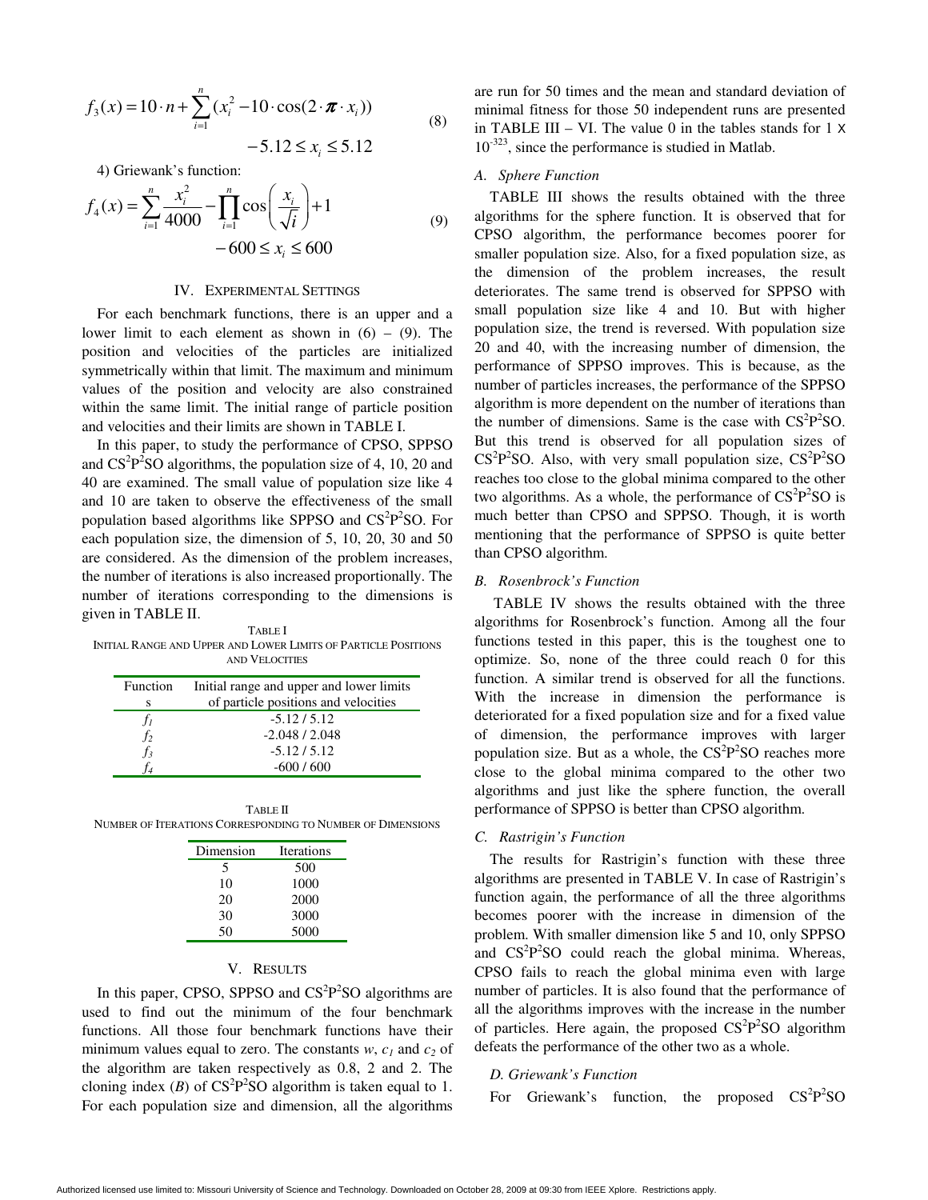$$f_3(x) = 10 \cdot n + \sum_{i=1}^{n} (x_i^2 - 10 \cdot \cos(2 \cdot \pi \cdot x_i)) \qquad (8)$$
$$-5.12 \le x_i \le 5.12$$

4) Griewank's function:

$$f_4(x) = \sum_{i=1}^{n} \frac{x_i^2}{4000} - \prod_{i=1}^{n} \cos\left(\frac{x_i}{\sqrt{i}}\right) + 1 \qquad (9)$$
$$-600 \le x_i \le 600$$

## IV. Experimental Settings

For each benchmark functions, there is an upper and a lower limit to each element as shown in (6) – (9). The position and velocities of the particles are initialized symmetrically within that limit. The maximum and minimum values of the position and velocity are also constrained within the same limit. The initial range of particle position and velocities and their limits are shown in TABLE I.

In this paper, to study the performance of CPSO, SPPSO and $CS^2P^2SO$ algorithms, the population size of 4, 10, 20 and 40 are examined. The small value of population size like 4 and 10 are taken to observe the effectiveness of the small population based algorithms like SPPSO and $CS^2P^2SO$. For each population size, the dimension of 5, 10, 20, 30 and 50 are considered. As the dimension of the problem increases, the number of iterations is also increased proportionally. The number of iterations corresponding to the dimensions is given in TABLE II.

TABLE I
Initial Range and Upper and Lower Limits of Particle Positions and Velocities

| Functions | Initial range and upper and lower limits of particle positions and velocities |
|---|---|
| $f_1$ | -5.12 / 5.12 |
| $f_2$ | -2.048 / 2.048 |
| $f_3$ | -5.12 / 5.12 |
| $f_4$ | -600 / 600 |

TABLE II
Number of Iterations Corresponding to Number of Dimensions

| Dimension | Iterations |
|---|---|
| 5 | 500 |
| 10 | 1000 |
| 20 | 2000 |
| 30 | 3000 |
| 50 | 5000 |

## V. Results

In this paper, CPSO, SPPSO and $CS^2P^2SO$ algorithms are used to find out the minimum of the four benchmark functions. All those four benchmark functions have their minimum values equal to zero. The constants $w$, $c_1$ and $c_2$ of the algorithm are taken respectively as 0.8, 2 and 2. The cloning index ($B$) of $CS^2P^2SO$ algorithm is taken equal to 1. For each population size and dimension, all the algorithms are run for 50 times and the mean and standard deviation of minimal fitness for those 50 independent runs are presented in TABLE III – VI. The value 0 in the tables stands for $1 \times 10^{-323}$, since the performance is studied in Matlab.

### A. Sphere Function

TABLE III shows the results obtained with the three algorithms for the sphere function. It is observed that for CPSO algorithm, the performance becomes poorer for smaller population size. Also, for a fixed population size, as the dimension of the problem increases, the result deteriorates. The same trend is observed for SPPSO with small population size like 4 and 10. But with higher population size, the trend is reversed. With population size 20 and 40, with the increasing number of dimension, the performance of SPPSO improves. This is because, as the number of particles increases, the performance of the SPPSO algorithm is more dependent on the number of iterations than the number of dimensions. Same is the case with $CS^2P^2SO$. But this trend is observed for all population sizes of $CS^2P^2SO$. Also, with very small population size, $CS^2P^2SO$ reaches too close to the global minima compared to the other two algorithms. As a whole, the performance of $CS^2P^2SO$ is much better than CPSO and SPPSO. Though, it is worth mentioning that the performance of SPPSO is quite better than CPSO algorithm.

### B. Rosenbrock's Function

TABLE IV shows the results obtained with the three algorithms for Rosenbrock's function. Among all the four functions tested in this paper, this is the toughest one to optimize. So, none of the three could reach 0 for this function. A similar trend is observed for all the functions. With the increase in dimension the performance is deteriorated for a fixed population size and for a fixed value of dimension, the performance improves with larger population size. But as a whole, the $CS^2P^2SO$ reaches more close to the global minima compared to the other two algorithms and just like the sphere function, the overall performance of SPPSO is better than CPSO algorithm.

### C. Rastrigin's Function

The results for Rastrigin's function with these three algorithms are presented in TABLE V. In case of Rastrigin's function again, the performance of all the three algorithms becomes poorer with the increase in dimension of the problem. With smaller dimension like 5 and 10, only SPPSO and $CS^2P^2SO$ could reach the global minima. Whereas, CPSO fails to reach the global minima even with large number of particles. It is also found that the performance of all the algorithms improves with the increase in the number of particles. Here again, the proposed $CS^2P^2SO$ algorithm defeats the performance of the other two as a whole.

### D. Griewank's Function

For Griewank's function, the proposed $CS^2P^2SO$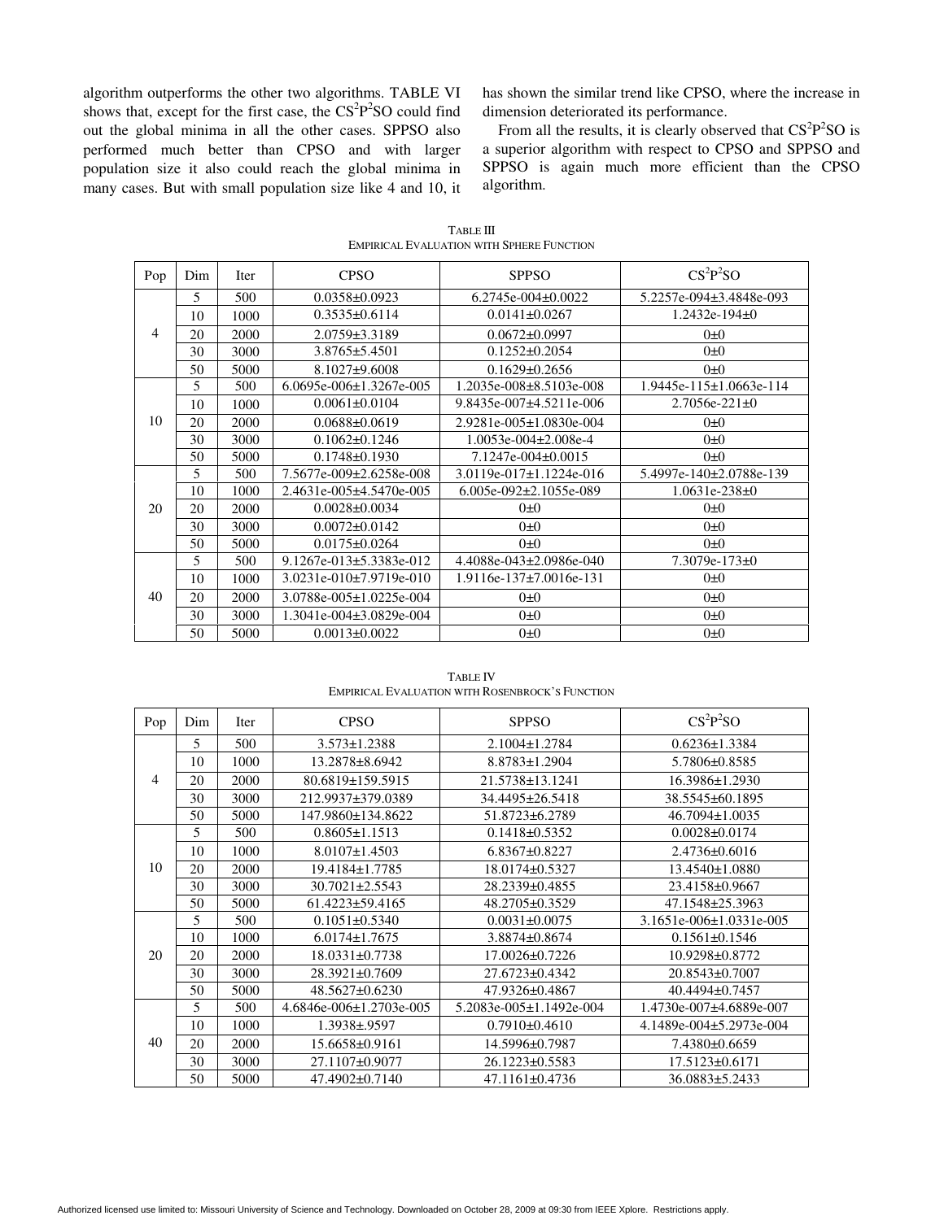algorithm outperforms the other two algorithms. TABLE VI shows that, except for the first case, the $CS^2P^2SO$ could find out the global minima in all the other cases. SPPSO also performed much better than CPSO and with larger population size it also could reach the global minima in many cases. But with small population size like 4 and 10, it has shown the similar trend like CPSO, where the increase in dimension deteriorated its performance.

From all the results, it is clearly observed that $CS^2P^2SO$ is a superior algorithm with respect to CPSO and SPPSO and SPPSO is again much more efficient than the CPSO algorithm.

TABLE III
EMPIRICAL EVALUATION WITH SPHERE FUNCTION

| Pop | Dim | Iter | CPSO | SPPSO | $CS^2P^2SO$ |
|---|---|---|---|---|---|
| 4 | 5 | 500 | 0.0358±0.0923 | 6.2745e-004±0.0022 | 5.2257e-094±3.4848e-093 |
| | 10 | 1000 | 0.3535±0.6114 | 0.0141±0.0267 | 1.2432e-194±0 |
| | 20 | 2000 | 2.0759±3.3189 | 0.0672±0.0997 | 0±0 |
| | 30 | 3000 | 3.8765±5.4501 | 0.1252±0.2054 | 0±0 |
| | 50 | 5000 | 8.1027±9.6008 | 0.1629±0.2656 | 0±0 |
| 10 | 5 | 500 | 6.0695e-006±1.3267e-005 | 1.2035e-008±8.5103e-008 | 1.9445e-115±1.0663e-114 |
| | 10 | 1000 | 0.0061±0.0104 | 9.8435e-007±4.5211e-006 | 2.7056e-221±0 |
| | 20 | 2000 | 0.0688±0.0619 | 2.9281e-005±1.0830e-004 | 0±0 |
| | 30 | 3000 | 0.1062±0.1246 | 1.0053e-004±2.008e-4 | 0±0 |
| | 50 | 5000 | 0.1748±0.1930 | 7.1247e-004±0.0015 | 0±0 |
| 20 | 5 | 500 | 7.5677e-009±2.6258e-008 | 3.0119e-017±1.1224e-016 | 5.4997e-140±2.0788e-139 |
| | 10 | 1000 | 2.4631e-005±4.5470e-005 | 6.005e-092±2.1055e-089 | 1.0631e-238±0 |
| | 20 | 2000 | 0.0028±0.0034 | 0±0 | 0±0 |
| | 30 | 3000 | 0.0072±0.0142 | 0±0 | 0±0 |
| | 50 | 5000 | 0.0175±0.0264 | 0±0 | 0±0 |
| 40 | 5 | 500 | 9.1267e-013±5.3383e-012 | 4.4088e-043±2.0986e-040 | 7.3079e-173±0 |
| | 10 | 1000 | 3.0231e-010±7.9719e-010 | 1.9116e-137±7.0016e-131 | 0±0 |
| | 20 | 2000 | 3.0788e-005±1.0225e-004 | 0±0 | 0±0 |
| | 30 | 3000 | 1.3041e-004±3.0829e-004 | 0±0 | 0±0 |
| | 50 | 5000 | 0.0013±0.0022 | 0±0 | 0±0 |

TABLE IV
EMPIRICAL EVALUATION WITH ROSENBROCK'S FUNCTION

| Pop | Dim | Iter | CPSO | SPPSO | $CS^2P^2SO$ |
|---|---|---|---|---|---|
| 4 | 5 | 500 | 3.573±1.2388 | 2.1004±1.2784 | 0.6236±1.3384 |
| | 10 | 1000 | 13.2878±8.6942 | 8.8783±1.2904 | 5.7806±0.8585 |
| | 20 | 2000 | 80.6819±159.5915 | 21.5738±13.1241 | 16.3986±1.2930 |
| | 30 | 3000 | 212.9937±379.0389 | 34.4495±26.5418 | 38.5545±60.1895 |
| | 50 | 5000 | 147.9860±134.8622 | 51.8723±6.2789 | 46.7094±1.0035 |
| 10 | 5 | 500 | 0.8605±1.1513 | 0.1418±0.5352 | 0.0028±0.0174 |
| | 10 | 1000 | 8.0107±1.4503 | 6.8367±0.8227 | 2.4736±0.6016 |
| | 20 | 2000 | 19.4184±1.7785 | 18.0174±0.5327 | 13.4540±1.0880 |
| | 30 | 3000 | 30.7021±2.5543 | 28.2339±0.4855 | 23.4158±0.9667 |
| | 50 | 5000 | 61.4223±59.4165 | 48.2705±0.3529 | 47.1548±25.3963 |
| 20 | 5 | 500 | 0.1051±0.5340 | 0.0031±0.0075 | 3.1651e-006±1.0331e-005 |
| | 10 | 1000 | 6.0174±1.7675 | 3.8874±0.8674 | 0.1561±0.1546 |
| | 20 | 2000 | 18.0331±0.7738 | 17.0026±0.7226 | 10.9298±0.8772 |
| | 30 | 3000 | 28.3921±0.7609 | 27.6723±0.4342 | 20.8543±0.7007 |
| | 50 | 5000 | 48.5627±0.6230 | 47.9326±0.4867 | 40.4494±0.7457 |
| 40 | 5 | 500 | 4.6846e-006±1.2703e-005 | 5.2083e-005±1.1492e-004 | 1.4730e-007±4.6889e-007 |
| | 10 | 1000 | 1.3938±.9597 | 0.7910±0.4610 | 4.1489e-004±5.2973e-004 |
| | 20 | 2000 | 15.6658±0.9161 | 14.5996±0.7987 | 7.4380±0.6659 |
| | 30 | 3000 | 27.1107±0.9077 | 26.1223±0.5583 | 17.5123±0.6171 |
| | 50 | 5000 | 47.4902±0.7140 | 47.1161±0.4736 | 36.0883±5.2433 |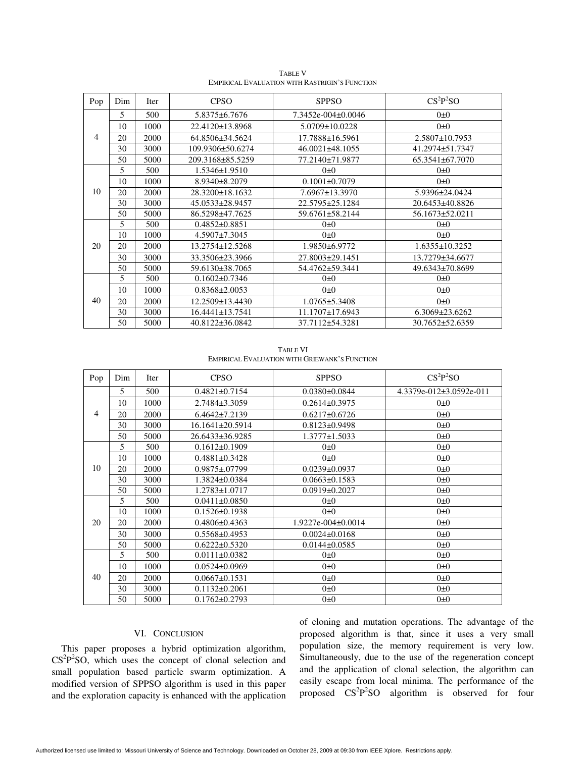TABLE V
EMPIRICAL EVALUATION WITH RASTRIGIN'S FUNCTION

| Pop | Dim | Iter | CPSO | SPPSO | $CS^2P^2SO$ |
|---|---|---|---|---|---|
| 4 | 5 | 500 | 5.8375±6.7676 | 7.3452e-004±0.0046 | 0±0 |
| | 10 | 1000 | 22.4120±13.8968 | 5.0709±10.0228 | 0±0 |
| | 20 | 2000 | 64.8506±34.5624 | 17.7888±16.5961 | 2.5807±10.7953 |
| | 30 | 3000 | 109.9306±50.6274 | 46.0021±48.1055 | 41.2974±51.7347 |
| | 50 | 5000 | 209.3168±85.5259 | 77.2140±71.9877 | 65.3541±67.7070 |
| 10 | 5 | 500 | 1.5346±1.9510 | 0±0 | 0±0 |
| | 10 | 1000 | 8.9340±8.2079 | 0.1001±0.7079 | 0±0 |
| | 20 | 2000 | 28.3200±18.1632 | 7.6967±13.3970 | 5.9396±24.0424 |
| | 30 | 3000 | 45.0533±28.9457 | 22.5795±25.1284 | 20.6453±40.8826 |
| | 50 | 5000 | 86.5298±47.7625 | 59.6761±58.2144 | 56.1673±52.0211 |
| 20 | 5 | 500 | 0.4852±0.8851 | 0±0 | 0±0 |
| | 10 | 1000 | 4.5907±7.3045 | 0±0 | 0±0 |
| | 20 | 2000 | 13.2754±12.5268 | 1.9850±6.9772 | 1.6355±10.3252 |
| | 30 | 3000 | 33.3506±23.3966 | 27.8003±29.1451 | 13.7279±34.6677 |
| | 50 | 5000 | 59.6130±38.7065 | 54.4762±59.3441 | 49.6343±70.8699 |
| 40 | 5 | 500 | 0.1602±0.7346 | 0±0 | 0±0 |
| | 10 | 1000 | 0.8368±2.0053 | 0±0 | 0±0 |
| | 20 | 2000 | 12.2509±13.4430 | 1.0765±5.3408 | 0±0 |
| | 30 | 3000 | 16.4441±13.7541 | 11.1707±17.6943 | 6.3069±23.6262 |
| | 50 | 5000 | 40.8122±36.0842 | 37.7112±54.3281 | 30.7652±52.6359 |

TABLE VI
EMPIRICAL EVALUATION WITH GRIEWANK'S FUNCTION

| Pop | Dim | Iter | CPSO | SPPSO | $CS^2P^2SO$ |
|---|---|---|---|---|---|
| 4 | 5 | 500 | 0.4821±0.7154 | 0.0380±0.0844 | 4.3379e-012±3.0592e-011 |
| | 10 | 1000 | 2.7484±3.3059 | 0.2614±0.3975 | 0±0 |
| | 20 | 2000 | 6.4642±7.2139 | 0.6217±0.6726 | 0±0 |
| | 30 | 3000 | 16.1641±20.5914 | 0.8123±0.9498 | 0±0 |
| | 50 | 5000 | 26.6433±36.9285 | 1.3777±1.5033 | 0±0 |
| 10 | 5 | 500 | 0.1612±0.1909 | 0±0 | 0±0 |
| | 10 | 1000 | 0.4881±0.3428 | 0±0 | 0±0 |
| | 20 | 2000 | 0.9875±.07799 | 0.0239±0.0937 | 0±0 |
| | 30 | 3000 | 1.3824±0.0384 | 0.0663±0.1583 | 0±0 |
| | 50 | 5000 | 1.2783±1.0717 | 0.0919±0.2027 | 0±0 |
| 20 | 5 | 500 | 0.0411±0.0850 | 0±0 | 0±0 |
| | 10 | 1000 | 0.1526±0.1938 | 0±0 | 0±0 |
| | 20 | 2000 | 0.4806±0.4363 | 1.9227e-004±0.0014 | 0±0 |
| | 30 | 3000 | 0.5568±0.4953 | 0.0024±0.0168 | 0±0 |
| | 50 | 5000 | 0.6222±0.5320 | 0.0144±0.0585 | 0±0 |
| 40 | 5 | 500 | 0.0111±0.0382 | 0±0 | 0±0 |
| | 10 | 1000 | 0.0524±0.0969 | 0±0 | 0±0 |
| | 20 | 2000 | 0.0667±0.1531 | 0±0 | 0±0 |
| | 30 | 3000 | 0.1132±0.2061 | 0±0 | 0±0 |
| | 50 | 5000 | 0.1762±0.2793 | 0±0 | 0±0 |

## VI. CONCLUSION

This paper proposes a hybrid optimization algorithm, $CS^2P^2SO$, which uses the concept of clonal selection and small population based particle swarm optimization. A modified version of SPPSO algorithm is used in this paper and the exploration capacity is enhanced with the application of cloning and mutation operations. The advantage of the proposed algorithm is that, since it uses a very small population size, the memory requirement is very low. Simultaneously, due to the use of the regeneration concept and the application of clonal selection, the algorithm can easily escape from local minima. The performance of the proposed $CS^2P^2SO$ algorithm is observed for four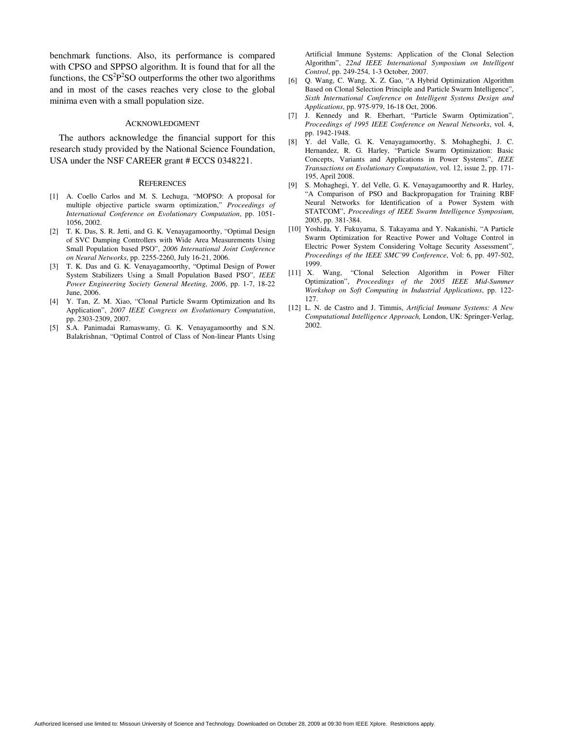benchmark functions. Also, its performance is compared with CPSO and SPPSO algorithm. It is found that for all the functions, the $CS^2P^2SO$ outperforms the other two algorithms and in most of the cases reaches very close to the global minima even with a small population size.

## ACKNOWLEDGMENT

The authors acknowledge the financial support for this research study provided by the National Science Foundation, USA under the NSF CAREER grant # ECCS 0348221.

## REFERENCES

[1] A. Coello Carlos and M. S. Lechuga, "MOPSO: A proposal for multiple objective particle swarm optimization," *Proceedings of International Conference on Evolutionary Computation*, pp. 1051-1056, 2002.

[2] T. K. Das, S. R. Jetti, and G. K. Venayagamoorthy, "Optimal Design of SVC Damping Controllers with Wide Area Measurements Using Small Population based PSO", *2006 International Joint Conference on Neural Networks*, pp. 2255-2260, July 16-21, 2006.

[3] T. K. Das and G. K. Venayagamoorthy, "Optimal Design of Power System Stabilizers Using a Small Population Based PSO", *IEEE Power Engineering Society General Meeting, 2006*, pp. 1-7, 18-22 June, 2006.

[4] Y. Tan, Z. M. Xiao, "Clonal Particle Swarm Optimization and Its Application", *2007 IEEE Congress on Evolutionary Computation*, pp. 2303-2309, 2007.

[5] S.A. Panimadai Ramaswamy, G. K. Venayagamoorthy and S.N. Balakrishnan, "Optimal Control of Class of Non-linear Plants Using Artificial Immune Systems: Application of the Clonal Selection Algorithm", *22nd IEEE International Symposium on Intelligent Control*, pp. 249-254, 1-3 October, 2007.

[6] Q. Wang, C. Wang, X. Z. Gao, "A Hybrid Optimization Algorithm Based on Clonal Selection Principle and Particle Swarm Intelligence", *Sixth International Conference on Intelligent Systems Design and Applications*, pp. 975-979, 16-18 Oct, 2006.

[7] J. Kennedy and R. Eberhart, "Particle Swarm Optimization", *Proceedings of 1995 IEEE Conference on Neural Networks*, vol. 4, pp. 1942-1948.

[8] Y. del Valle, G. K. Venayagamoorthy, S. Mohagheghi, J. C. Hernandez, R. G. Harley, "Particle Swarm Optimization: Basic Concepts, Variants and Applications in Power Systems", *IEEE Transactions on Evolutionary Computation*, vol. 12, issue 2, pp. 171-195, April 2008.

[9] S. Mohaghegi, Y. del Velle, G. K. Venayagamoorthy and R. Harley, "A Comparison of PSO and Backpropagation for Training RBF Neural Networks for Identification of a Power System with STATCOM", *Proceedings of IEEE Swarm Intelligence Symposium*, 2005, pp. 381-384.

[10] Yoshida, Y. Fukuyama, S. Takayama and Y. Nakanishi, "A Particle Swarm Optimization for Reactive Power and Voltage Control in Electric Power System Considering Voltage Security Assessment", *Proceedings of the IEEE SMC'99 Conference*, Vol: 6, pp. 497-502, 1999.

[11] X. Wang, "Clonal Selection Algorithm in Power Filter Optimization", *Proceedings of the 2005 IEEE Mid-Summer Workshop on Soft Computing in Industrial Applications*, pp. 122-127.

[12] L. N. de Castro and J. Timmis, *Artificial Immune Systems: A New Computational Intelligence Approach,* London, UK: Springer-Verlag, 2002.